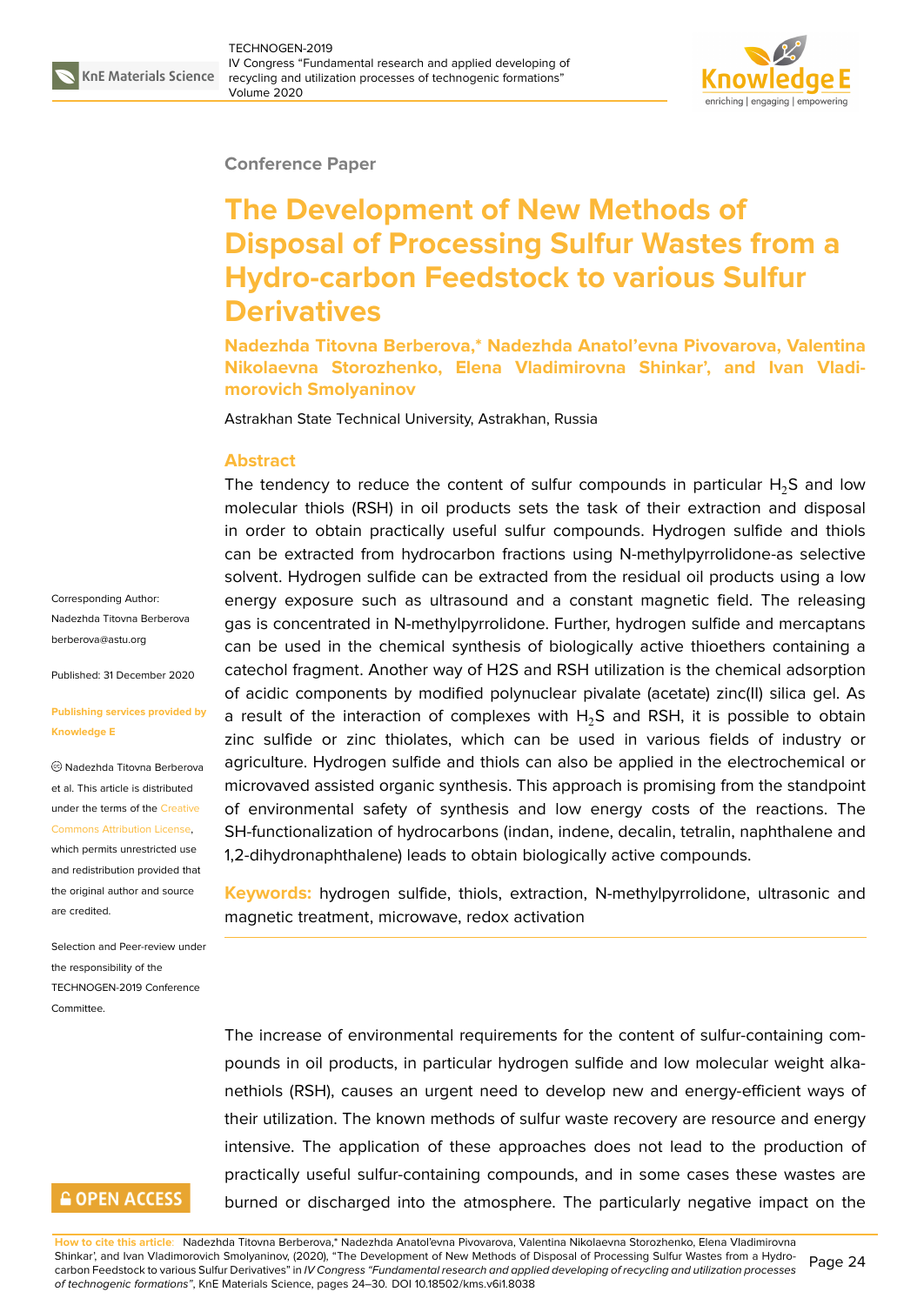Conference Paper

# The Development of New Methods of Disposal of Processing Sulfur Wastes from a Hydro-carbon Feedstock to various Sulfur Derivatives

**Nadezhda Titovna Berberova,* Nadezhda Anatol'evna Pivovarova, Valentina Nikolaevna Storozhenko, Elena Vladimirovna Shinkar', and Ivan Vladimorovich Smolyaninov**

Astrakhan State Technical University, Astrakhan, Russia

## Abstract

The tendency to reduce the content of sulfur compounds in particular $H_2S$ and low molecular thiols (RSH) in oil products sets the task of their extraction and disposal in order to obtain practically useful sulfur compounds. Hydrogen sulfide and thiols can be extracted from hydrocarbon fractions using N-methylpyrrolidone-as selective solvent. Hydrogen sulfide can be extracted from the residual oil products using a low energy exposure such as ultrasound and a constant magnetic field. The releasing gas is concentrated in N-methylpyrrolidone. Further, hydrogen sulfide and mercaptans can be used in the chemical synthesis of biologically active thioethers containing a catechol fragment. Another way of H2S and RSH utilization is the chemical adsorption of acidic components by modified polynuclear pivalate (acetate) zinc(II) silica gel. As a result of the interaction of complexes with $H_2S$ and RSH, it is possible to obtain zinc sulfide or zinc thiolates, which can be used in various fields of industry or agriculture. Hydrogen sulfide and thiols can also be applied in the electrochemical or microvaved assisted organic synthesis. This approach is promising from the standpoint of environmental safety of synthesis and low energy costs of the reactions. The SH-functionalization of hydrocarbons (indan, indene, decalin, tetralin, naphthalene and 1,2-dihydronaphthalene) leads to obtain biologically active compounds.

**Keywords:** hydrogen sulfide, thiols, extraction, N-methylpyrrolidone, ultrasonic and magnetic treatment, microwave, redox activation

Corresponding Author:
Nadezhda Titovna Berberova
berberova@astu.org

Published: 31 December 2020

**Publishing services provided by Knowledge E**

© Nadezhda Titovna Berberova et al. This article is distributed under the terms of the Creative Commons Attribution License, which permits unrestricted use and redistribution provided that the original author and source are credited.

Selection and Peer-review under the responsibility of the TECHNOGEN-2019 Conference Committee.

The increase of environmental requirements for the content of sulfur-containing compounds in oil products, in particular hydrogen sulfide and low molecular weight alkanethiols (RSH), causes an urgent need to develop new and energy-efficient ways of their utilization. The known methods of sulfur waste recovery are resource and energy intensive. The application of these approaches does not lead to the production of practically useful sulfur-containing compounds, and in some cases these wastes are burned or discharged into the atmosphere. The particularly negative impact on the

**How to cite this article**: Nadezhda Titovna Berberova,* Nadezhda Anatol'evna Pivovarova, Valentina Nikolaevna Storozhenko, Elena Vladimirovna Shinkar', and Ivan Vladimorovich Smolyaninov, (2020), "The Development of New Methods of Disposal of Processing Sulfur Wastes from a Hydro-carbon Feedstock to various Sulfur Derivatives" in *IV Congress "Fundamental research and applied developing of recycling and utilization processes of technogenic formations"*, KnE Materials Science, pages 24–30. DOI 10.18502/kms.v6i1.8038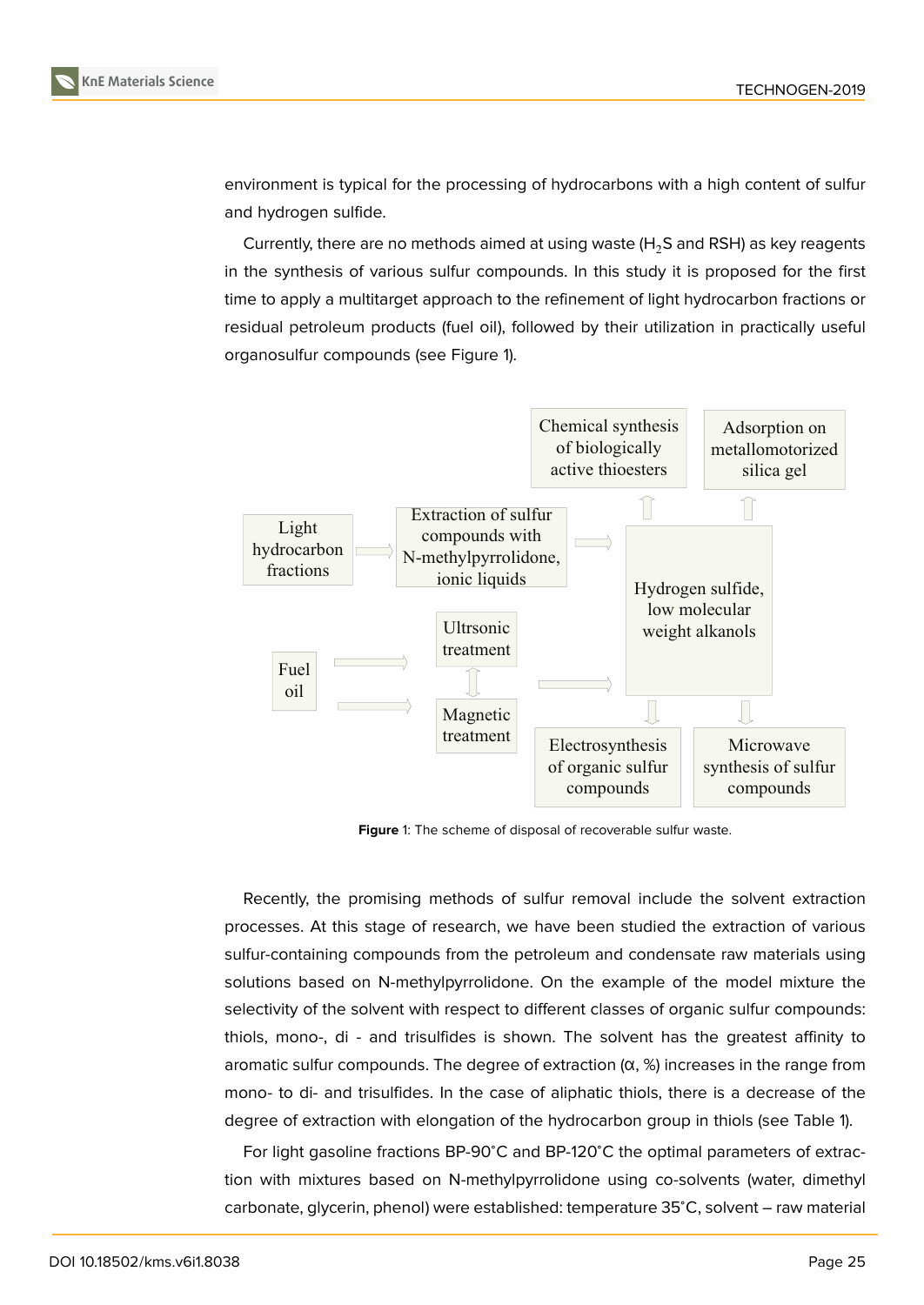environment is typical for the processing of hydrocarbons with a high content of sulfur and hydrogen sulfide.

Currently, there are no methods aimed at using waste ($H_2S$ and RSH) as key reagents in the synthesis of various sulfur compounds. In this study it is proposed for the first time to apply a multitarget approach to the refinement of light hydrocarbon fractions or residual petroleum products (fuel oil), followed by their utilization in practically useful organosulfur compounds (see Figure 1).

Light hydrocarbon fractions

Extraction of sulfur compounds with N-methylpyrrolidone, ionic liquids

Chemical synthesis of biologically active thioesters

Adsorption on metallomotorized silica gel

Hydrogen sulfide, low molecular weight alkanols

Fuel oil

Ultrsonic treatment

Magnetic treatment

Electrosynthesis of organic sulfur compounds

Microwave synthesis of sulfur compounds

**Figure** 1: The scheme of disposal of recoverable sulfur waste.

Recently, the promising methods of sulfur removal include the solvent extraction processes. At this stage of research, we have been studied the extraction of various sulfur-containing compounds from the petroleum and condensate raw materials using solutions based on N-methylpyrrolidone. On the example of the model mixture the selectivity of the solvent with respect to different classes of organic sulfur compounds: thiols, mono-, di - and trisulfides is shown. The solvent has the greatest affinity to aromatic sulfur compounds. The degree of extraction (α, %) increases in the range from mono- to di- and trisulfides. In the case of aliphatic thiols, there is a decrease of the degree of extraction with elongation of the hydrocarbon group in thiols (see Table 1).

For light gasoline fractions BP-90˚C and BP-120˚C the optimal parameters of extraction with mixtures based on N-methylpyrrolidone using co-solvents (water, dimethyl carbonate, glycerin, phenol) were established: temperature 35˚C, solvent – raw material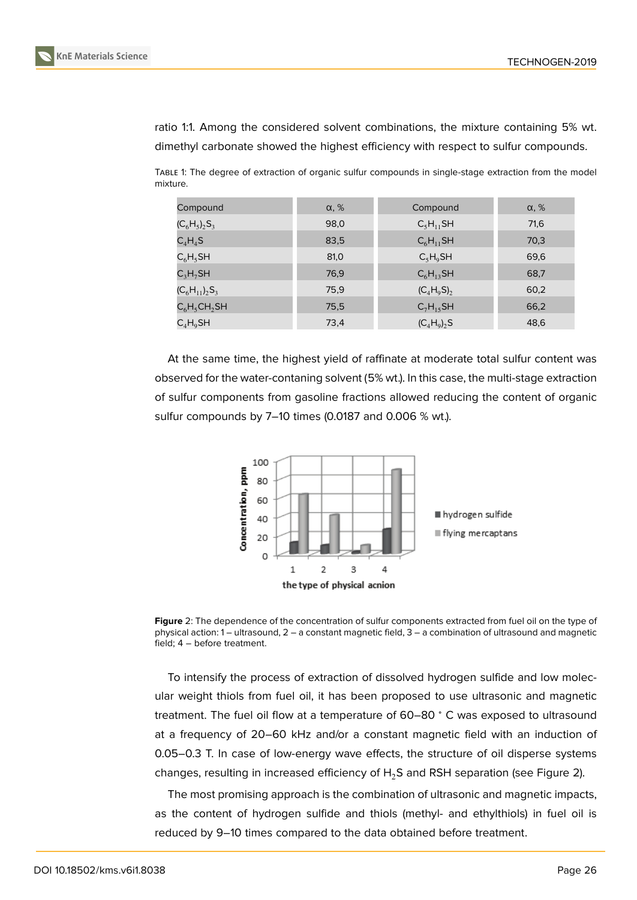ratio 1:1. Among the considered solvent combinations, the mixture containing 5% wt. dimethyl carbonate showed the highest efficiency with respect to sulfur compounds.

Table 1: The degree of extraction of organic sulfur compounds in single-stage extraction from the model mixture.

| Compound | α, % | Compound | α, % |
|---|---|---|---|
| $(C_6H_5)_2S_3$ | 98,0 | $C_5H_{11}SH$ | 71,6 |
| $C_4H_4S$ | 83,5 | $C_6H_{11}SH$ | 70,3 |
| $C_6H_5SH$ | 81,0 | $C_5H_9SH$ | 69,6 |
| $C_3H_7SH$ | 76,9 | $C_6H_{13}SH$ | 68,7 |
| $(C_6H_{11})_2S_3$ | 75,9 | $(C_4H_9S)_2$ | 60,2 |
| $C_6H_5CH_2SH$ | 75,5 | $C_7H_{15}SH$ | 66,2 |
| $C_4H_9SH$ | 73,4 | $(C_4H_9)_2S$ | 48,6 |

At the same time, the highest yield of raffinate at moderate total sulfur content was observed for the water-contaning solvent (5% wt.). In this case, the multi-stage extraction of sulfur components from gasoline fractions allowed reducing the content of organic sulfur compounds by 7–10 times (0.0187 and 0.006 % wt.).

Concentration, ppm
100
80
60
40
20
0
1 2 3 4
the type of physical acnion
hydrogen sulfide
flying mercaptans

**Figure** 2: The dependence of the concentration of sulfur components extracted from fuel oil on the type of physical action: 1 – ultrasound, 2 – a constant magnetic field, 3 – a combination of ultrasound and magnetic field; 4 – before treatment.

To intensify the process of extraction of dissolved hydrogen sulfide and low molecular weight thiols from fuel oil, it has been proposed to use ultrasonic and magnetic treatment. The fuel oil flow at a temperature of 60–80 ° C was exposed to ultrasound at a frequency of 20–60 kHz and/or a constant magnetic field with an induction of 0.05–0.3 T. In case of low-energy wave effects, the structure of oil disperse systems changes, resulting in increased efficiency of $H_2S$ and RSH separation (see Figure 2).

The most promising approach is the combination of ultrasonic and magnetic impacts, as the content of hydrogen sulfide and thiols (methyl- and ethylthiols) in fuel oil is reduced by 9–10 times compared to the data obtained before treatment.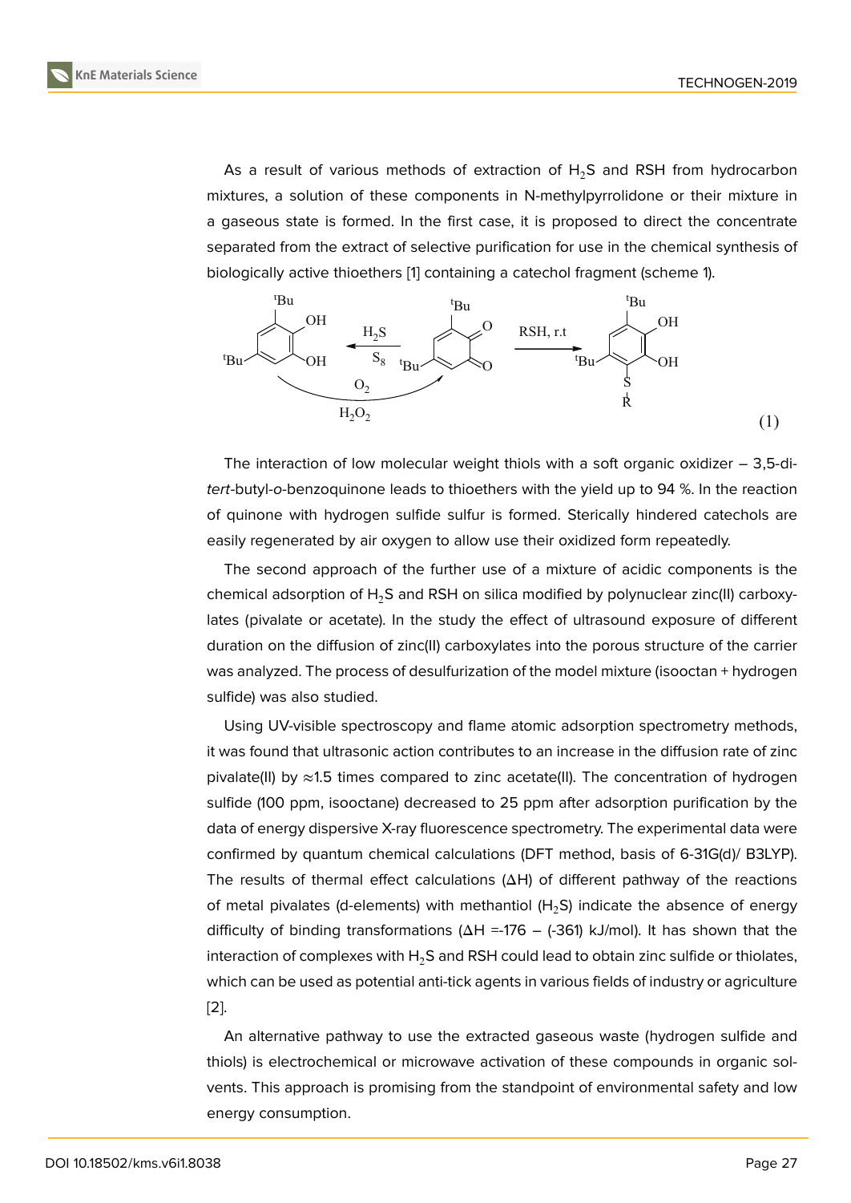As a result of various methods of extraction of $H_2S$ and RSH from hydrocarbon mixtures, a solution of these components in N-methylpyrrolidone or their mixture in a gaseous state is formed. In the first case, it is proposed to direct the concentrate separated from the extract of selective purification for use in the chemical synthesis of biologically active thioethers [1] containing a catechol fragment (scheme 1).

(1)

The interaction of low molecular weight thiols with a soft organic oxidizer – 3,5-di-*tert*-butyl-*o*-benzoquinone leads to thioethers with the yield up to 94 %. In the reaction of quinone with hydrogen sulfide sulfur is formed. Sterically hindered catechols are easily regenerated by air oxygen to allow use their oxidized form repeatedly.

The second approach of the further use of a mixture of acidic components is the chemical adsorption of $H_2S$ and RSH on silica modified by polynuclear zinc(II) carboxylates (pivalate or acetate). In the study the effect of ultrasound exposure of different duration on the diffusion of zinc(II) carboxylates into the porous structure of the carrier was analyzed. The process of desulfurization of the model mixture (isooctan + hydrogen sulfide) was also studied.

Using UV-visible spectroscopy and flame atomic adsorption spectrometry methods, it was found that ultrasonic action contributes to an increase in the diffusion rate of zinc pivalate(II) by ≈1.5 times compared to zinc acetate(II). The concentration of hydrogen sulfide (100 ppm, isooctane) decreased to 25 ppm after adsorption purification by the data of energy dispersive X-ray fluorescence spectrometry. The experimental data were confirmed by quantum chemical calculations (DFT method, basis of 6-31G(d)/ B3LYP). The results of thermal effect calculations (ΔH) of different pathway of the reactions of metal pivalates (d-elements) with methantiol ($H_2S$) indicate the absence of energy difficulty of binding transformations (ΔH =-176 – (-361) kJ/mol). It has shown that the interaction of complexes with $H_2S$ and RSH could lead to obtain zinc sulfide or thiolates, which can be used as potential anti-tick agents in various fields of industry or agriculture [2].

An alternative pathway to use the extracted gaseous waste (hydrogen sulfide and thiols) is electrochemical or microwave activation of these compounds in organic solvents. This approach is promising from the standpoint of environmental safety and low energy consumption.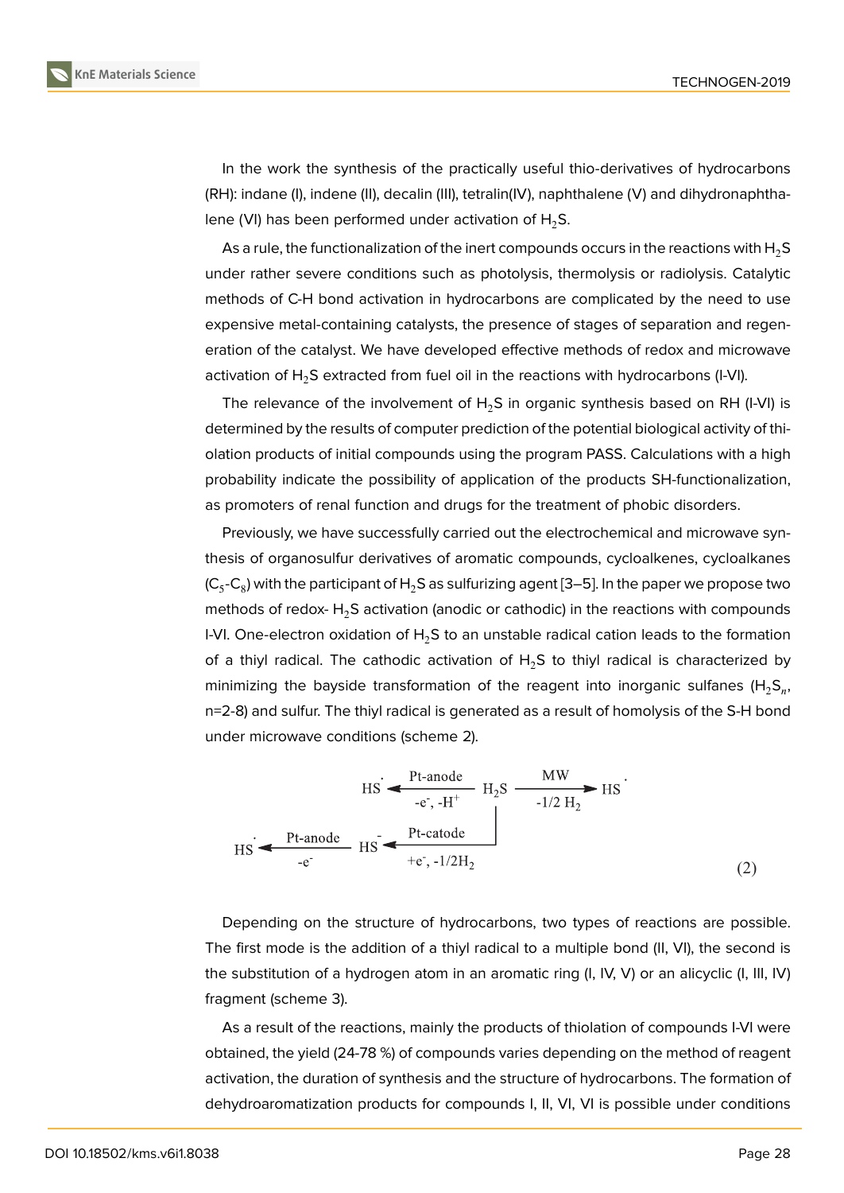In the work the synthesis of the practically useful thio-derivatives of hydrocarbons (RH): indane (I), indene (II), decalin (III), tetralin(IV), naphthalene (V) and dihydronaphthalene (VI) has been performed under activation of $H_2S$.

As a rule, the functionalization of the inert compounds occurs in the reactions with $H_2S$ under rather severe conditions such as photolysis, thermolysis or radiolysis. Catalytic methods of C-H bond activation in hydrocarbons are complicated by the need to use expensive metal-containing catalysts, the presence of stages of separation and regeneration of the catalyst. We have developed effective methods of redox and microwave activation of $H_2S$ extracted from fuel oil in the reactions with hydrocarbons (I-VI).

The relevance of the involvement of $H_2S$ in organic synthesis based on RH (I-VI) is determined by the results of computer prediction of the potential biological activity of thiolation products of initial compounds using the program PASS. Calculations with a high probability indicate the possibility of application of the products SH-functionalization, as promoters of renal function and drugs for the treatment of phobic disorders.

Previously, we have successfully carried out the electrochemical and microwave synthesis of organosulfur derivatives of aromatic compounds, cycloalkenes, cycloalkanes ($C_5$-$C_8$) with the participant of $H_2S$ as sulfurizing agent [3–5]. In the paper we propose two methods of redox- $H_2S$ activation (anodic or cathodic) in the reactions with compounds I-VI. One-electron oxidation of $H_2S$ to an unstable radical cation leads to the formation of a thiyl radical. The cathodic activation of $H_2S$ to thiyl radical is characterized by minimizing the bayside transformation of the reagent into inorganic sulfanes ($H_2S_n$, n=2-8) and sulfur. The thiyl radical is generated as a result of homolysis of the S-H bond under microwave conditions (scheme 2).

$$HS^{\cdot} \xleftarrow[-e^-,\ -H^+]{\text{Pt-anode}} H_2S \xrightarrow[-1/2\ H_2]{\text{MW}} HS^{\cdot}$$

$$HS^{\cdot} \xleftarrow[-e^-]{\text{Pt-anode}} HS^- \xleftarrow[+e^-,\ -1/2H_2]{\text{Pt-catode}} H_2S \qquad (2)$$

Depending on the structure of hydrocarbons, two types of reactions are possible. The first mode is the addition of a thiyl radical to a multiple bond (II, VI), the second is the substitution of a hydrogen atom in an aromatic ring (I, IV, V) or an alicyclic (I, III, IV) fragment (scheme 3).

As a result of the reactions, mainly the products of thiolation of compounds I-VI were obtained, the yield (24-78 %) of compounds varies depending on the method of reagent activation, the duration of synthesis and the structure of hydrocarbons. The formation of dehydroaromatization products for compounds I, II, VI, VI is possible under conditions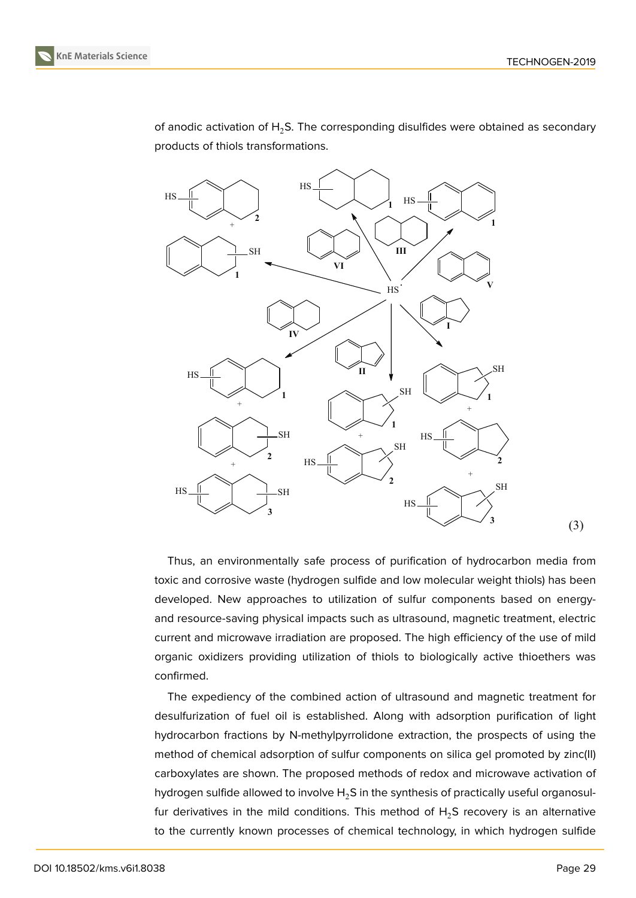of anodic activation of $H_2S$. The corresponding disulfides were obtained as secondary products of thiols transformations.

(3)

Thus, an environmentally safe process of purification of hydrocarbon media from toxic and corrosive waste (hydrogen sulfide and low molecular weight thiols) has been developed. New approaches to utilization of sulfur components based on energy- and resource-saving physical impacts such as ultrasound, magnetic treatment, electric current and microwave irradiation are proposed. The high efficiency of the use of mild organic oxidizers providing utilization of thiols to biologically active thioethers was confirmed.

The expediency of the combined action of ultrasound and magnetic treatment for desulfurization of fuel oil is established. Along with adsorption purification of light hydrocarbon fractions by N-methylpyrrolidone extraction, the prospects of using the method of chemical adsorption of sulfur components on silica gel promoted by zinc(II) carboxylates are shown. The proposed methods of redox and microwave activation of hydrogen sulfide allowed to involve $H_2S$ in the synthesis of practically useful organosulfur derivatives in the mild conditions. This method of $H_2S$ recovery is an alternative to the currently known processes of chemical technology, in which hydrogen sulfide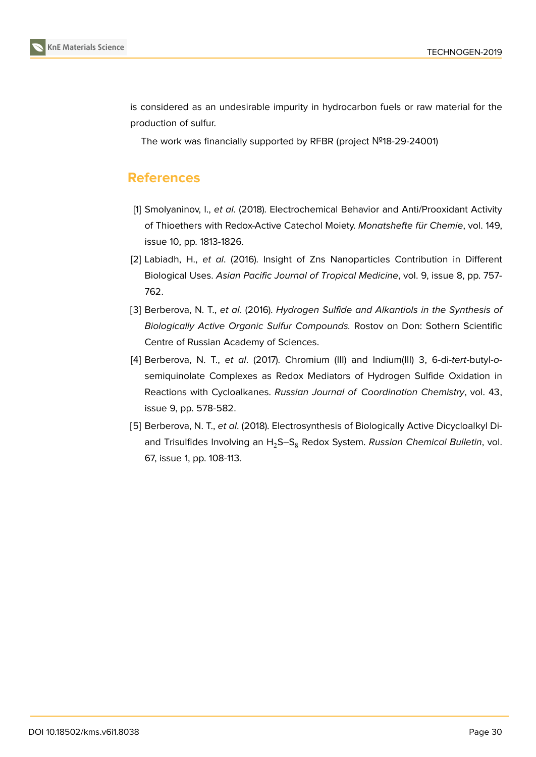is considered as an undesirable impurity in hydrocarbon fuels or raw material for the production of sulfur.

The work was financially supported by RFBR (project №18-29-24001)

## References

[1] Smolyaninov, I., *et al*. (2018). Electrochemical Behavior and Anti/Prooxidant Activity of Thioethers with Redox-Active Catechol Moiety. *Monatshefte für Chemie*, vol. 149, issue 10, pp. 1813-1826.

[2] Labiadh, H., *et al*. (2016). Insight of Zns Nanoparticles Contribution in Different Biological Uses. *Asian Pacific Journal of Tropical Medicine*, vol. 9, issue 8, pp. 757-762.

[3] Berberova, N. T., *et al*. (2016). *Hydrogen Sulfide and Alkantiols in the Synthesis of Biologically Active Organic Sulfur Compounds.* Rostov on Don: Sothern Scientific Centre of Russian Academy of Sciences.

[4] Berberova, N. T., *et al*. (2017). Chromium (III) and Indium(III) 3, 6-di-*tert*-butyl-*o*-semiquinolate Complexes as Redox Mediators of Hydrogen Sulfide Oxidation in Reactions with Cycloalkanes. *Russian Journal of Coordination Chemistry*, vol. 43, issue 9, pp. 578-582.

[5] Berberova, N. T., *et al*. (2018). Electrosynthesis of Biologically Active Dicycloalkyl Di- and Trisulfides Involving an $H_2S$–$S_8$ Redox System. *Russian Chemical Bulletin*, vol. 67, issue 1, pp. 108-113.